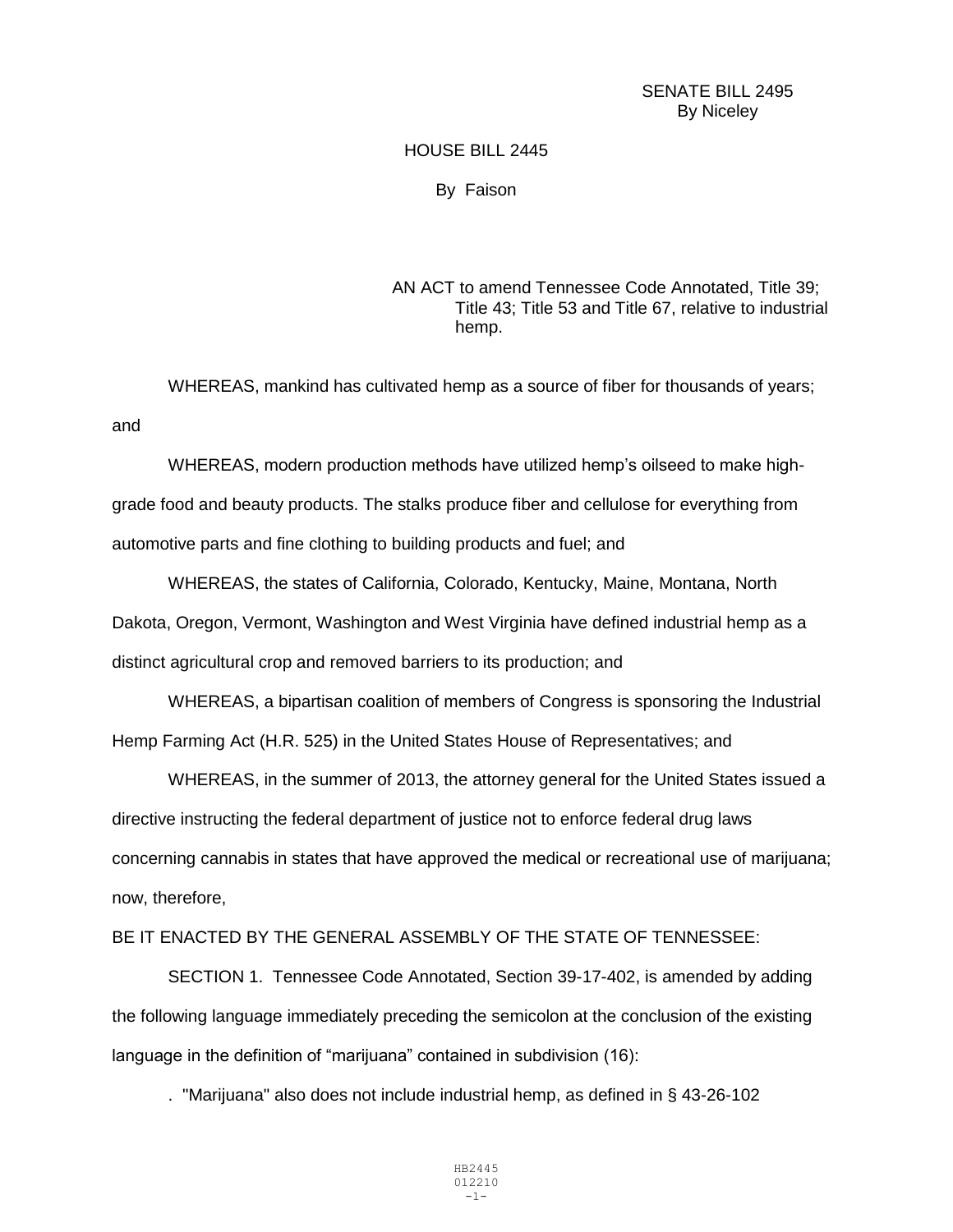SENATE BILL 2495
By Niceley

HOUSE BILL 2445

By Faison

AN ACT to amend Tennessee Code Annotated, Title 39; Title 43; Title 53 and Title 67, relative to industrial hemp.

WHEREAS, mankind has cultivated hemp as a source of fiber for thousands of years; and

WHEREAS, modern production methods have utilized hemp's oilseed to make high-grade food and beauty products. The stalks produce fiber and cellulose for everything from automotive parts and fine clothing to building products and fuel; and

WHEREAS, the states of California, Colorado, Kentucky, Maine, Montana, North Dakota, Oregon, Vermont, Washington and West Virginia have defined industrial hemp as a distinct agricultural crop and removed barriers to its production; and

WHEREAS, a bipartisan coalition of members of Congress is sponsoring the Industrial Hemp Farming Act (H.R. 525) in the United States House of Representatives; and

WHEREAS, in the summer of 2013, the attorney general for the United States issued a directive instructing the federal department of justice not to enforce federal drug laws concerning cannabis in states that have approved the medical or recreational use of marijuana; now, therefore,

BE IT ENACTED BY THE GENERAL ASSEMBLY OF THE STATE OF TENNESSEE:

SECTION 1. Tennessee Code Annotated, Section 39-17-402, is amended by adding the following language immediately preceding the semicolon at the conclusion of the existing language in the definition of "marijuana" contained in subdivision (16):

. "Marijuana" also does not include industrial hemp, as defined in § 43-26-102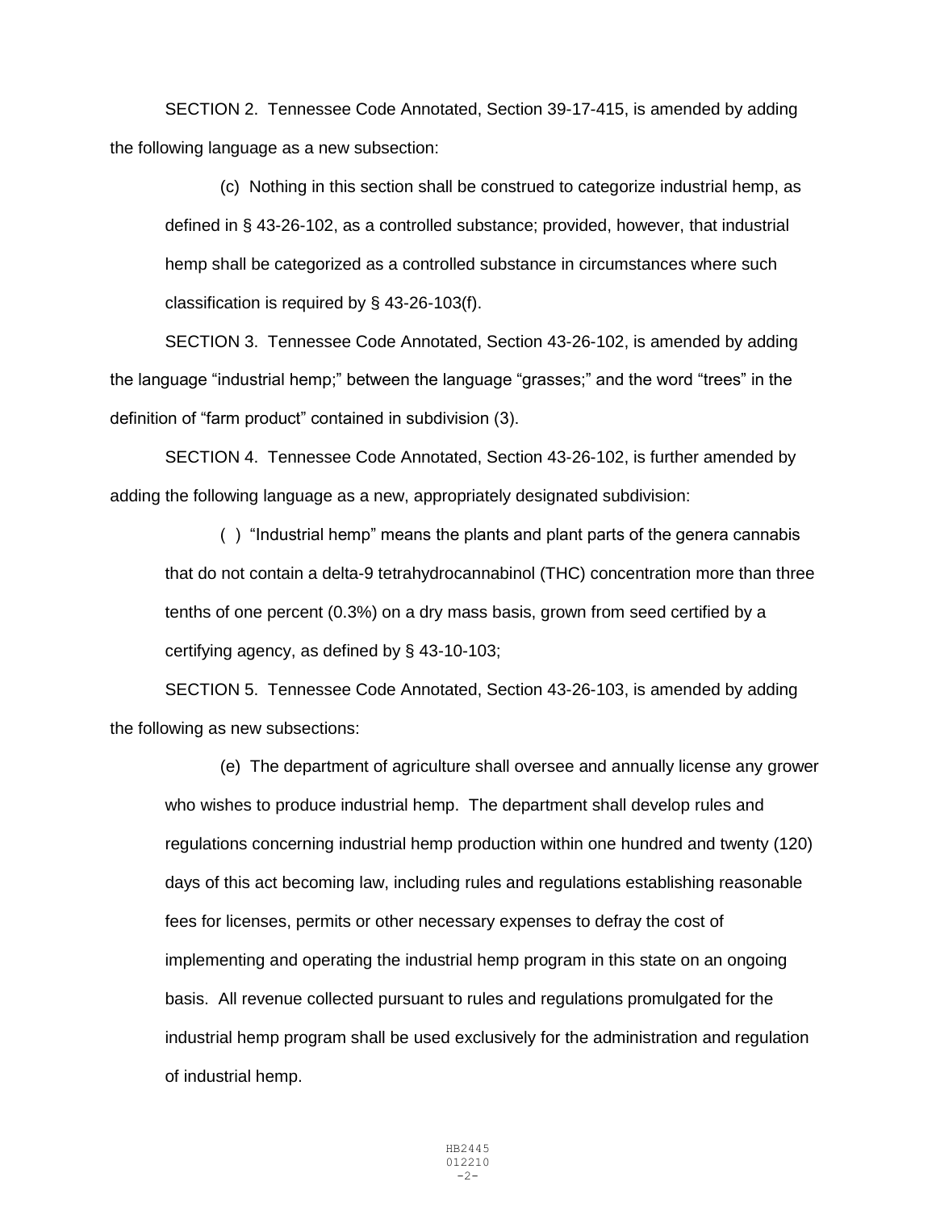SECTION 2. Tennessee Code Annotated, Section 39-17-415, is amended by adding the following language as a new subsection:

(c) Nothing in this section shall be construed to categorize industrial hemp, as defined in § 43-26-102, as a controlled substance; provided, however, that industrial hemp shall be categorized as a controlled substance in circumstances where such classification is required by § 43-26-103(f).

SECTION 3. Tennessee Code Annotated, Section 43-26-102, is amended by adding the language "industrial hemp;" between the language "grasses;" and the word "trees" in the definition of "farm product" contained in subdivision (3).

SECTION 4. Tennessee Code Annotated, Section 43-26-102, is further amended by adding the following language as a new, appropriately designated subdivision:

( ) "Industrial hemp" means the plants and plant parts of the genera cannabis that do not contain a delta-9 tetrahydrocannabinol (THC) concentration more than three tenths of one percent (0.3%) on a dry mass basis, grown from seed certified by a certifying agency, as defined by § 43-10-103;

SECTION 5. Tennessee Code Annotated, Section 43-26-103, is amended by adding the following as new subsections:

(e) The department of agriculture shall oversee and annually license any grower who wishes to produce industrial hemp. The department shall develop rules and regulations concerning industrial hemp production within one hundred and twenty (120) days of this act becoming law, including rules and regulations establishing reasonable fees for licenses, permits or other necessary expenses to defray the cost of implementing and operating the industrial hemp program in this state on an ongoing basis. All revenue collected pursuant to rules and regulations promulgated for the industrial hemp program shall be used exclusively for the administration and regulation of industrial hemp.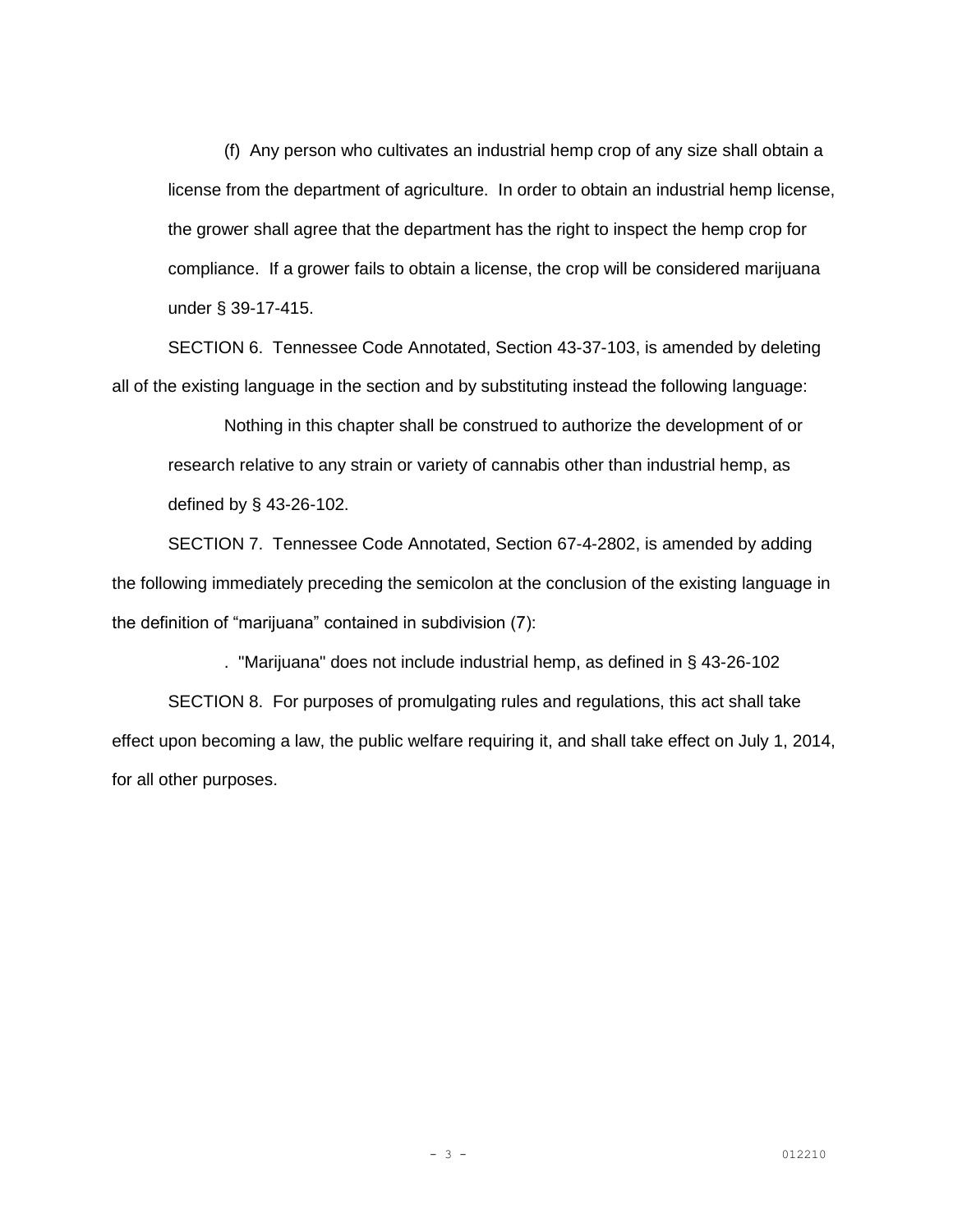(f) Any person who cultivates an industrial hemp crop of any size shall obtain a license from the department of agriculture. In order to obtain an industrial hemp license, the grower shall agree that the department has the right to inspect the hemp crop for compliance. If a grower fails to obtain a license, the crop will be considered marijuana under § 39-17-415.

SECTION 6. Tennessee Code Annotated, Section 43-37-103, is amended by deleting all of the existing language in the section and by substituting instead the following language:

Nothing in this chapter shall be construed to authorize the development of or research relative to any strain or variety of cannabis other than industrial hemp, as defined by § 43-26-102.

SECTION 7. Tennessee Code Annotated, Section 67-4-2802, is amended by adding the following immediately preceding the semicolon at the conclusion of the existing language in the definition of "marijuana" contained in subdivision (7):

. "Marijuana" does not include industrial hemp, as defined in § 43-26-102

SECTION 8. For purposes of promulgating rules and regulations, this act shall take effect upon becoming a law, the public welfare requiring it, and shall take effect on July 1, 2014, for all other purposes.